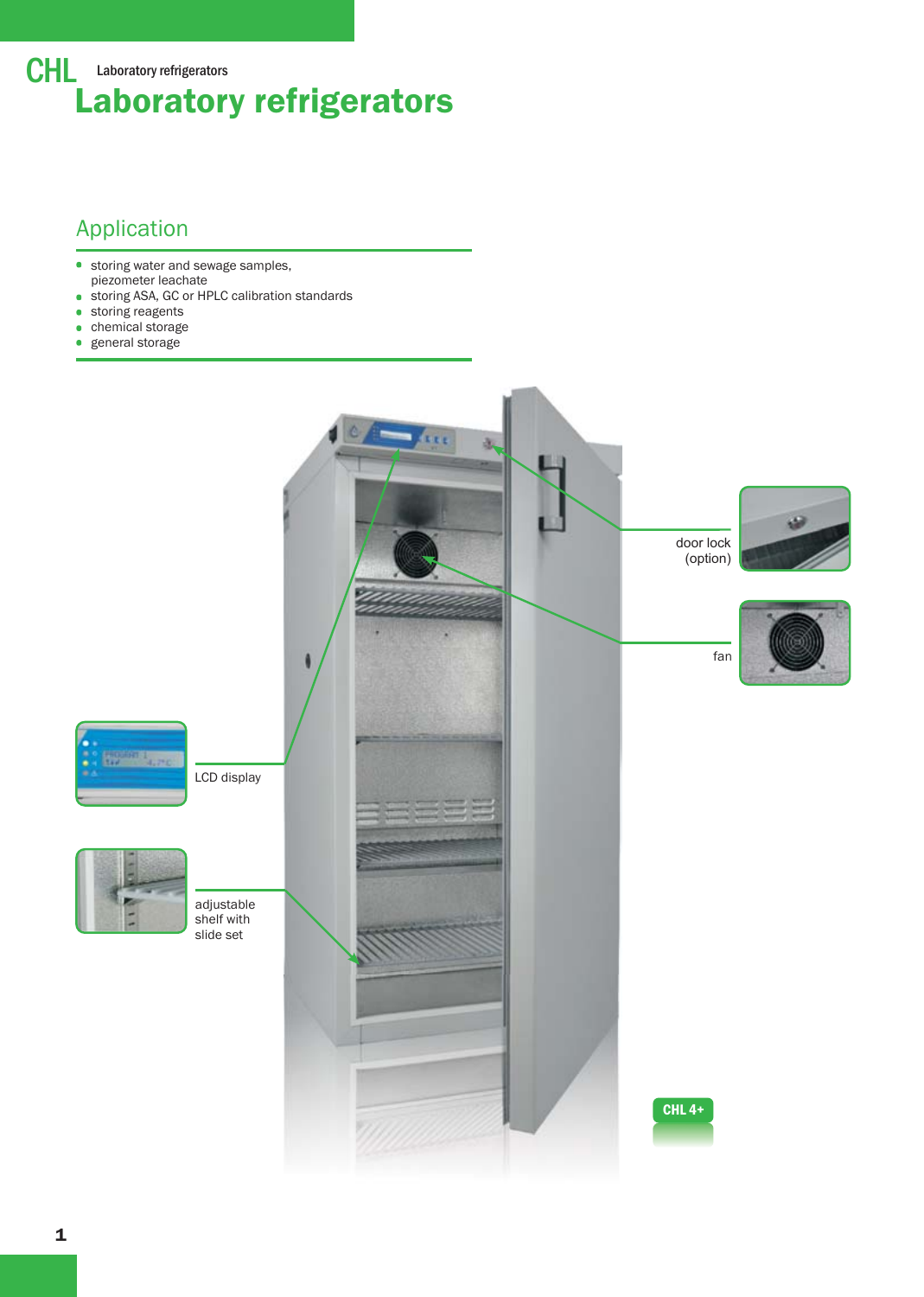CHL Laboratory refrigerators

# Laboratory refrigerators

## Application

- storing water and sewage samples, piezometer leachate
- storing ASA, GC or HPLC calibration standards
- storing reagents
- chemical storage
- general storage

door lock (option)

fan

LCD display

adjustable shelf with slide set

CHL 4+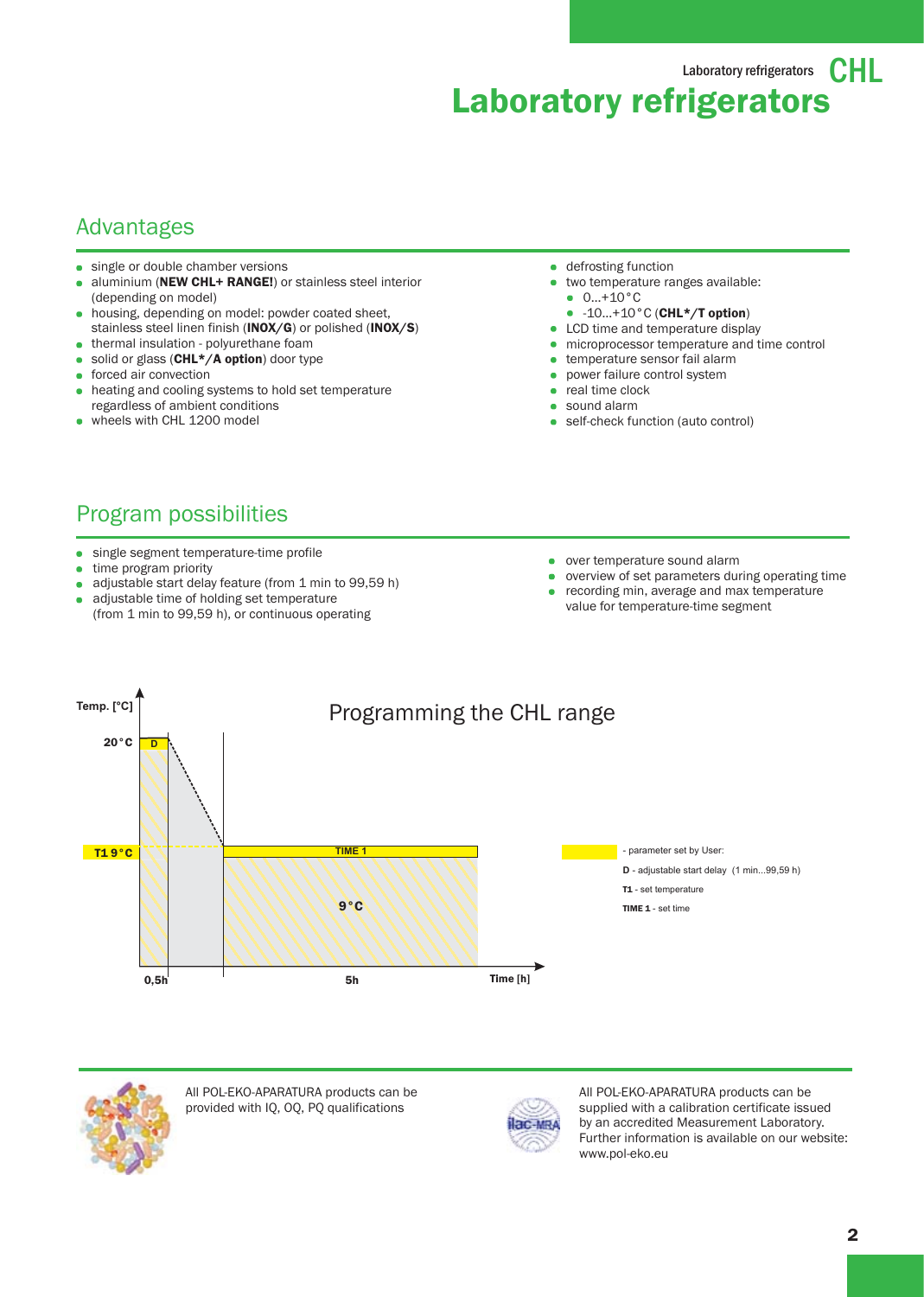# Laboratory refrigerators

## Advantages

- single or double chamber versions
- aluminium (**NEW CHL+ RANGE!**) or stainless steel interior (depending on model)
- housing, depending on model: powder coated sheet, stainless steel linen finish (**INOX/G**) or polished (**INOX/S**)
- thermal insulation - polyurethane foam
- solid or glass (**CHL*/A option**) door type
- forced air convection
- heating and cooling systems to hold set temperature regardless of ambient conditions
- wheels with CHL 1200 model
- defrosting function
- two temperature ranges available:
  - 0...+10 °C
  - -10...+10 °C (**CHL*/T option**)
- LCD time and temperature display
- microprocessor temperature and time control
- temperature sensor fail alarm
- power failure control system
- real time clock
- sound alarm
- self-check function (auto control)

## Program possibilities

- single segment temperature-time profile
- time program priority
- adjustable start delay feature (from 1 min to 99,59 h)
- adjustable time of holding set temperature (from 1 min to 99,59 h), or continuous operating
- over temperature sound alarm
- overview of set parameters during operating time
- recording min, average and max temperature value for temperature-time segment

### Programming the CHL range

Temp. [°C]

20 °C

D

T1 9 °C

TIME 1

9 °C

0,5h

5h

Time [h]

- parameter set by User:

**D** - adjustable start delay (1 min...99,59 h)

**T1** - set temperature

**TIME 1** - set time

All POL-EKO-APARATURA products can be provided with IQ, OQ, PQ qualifications

All POL-EKO-APARATURA products can be supplied with a calibration certificate issued by an accredited Measurement Laboratory. Further information is available on our website: www.pol-eko.eu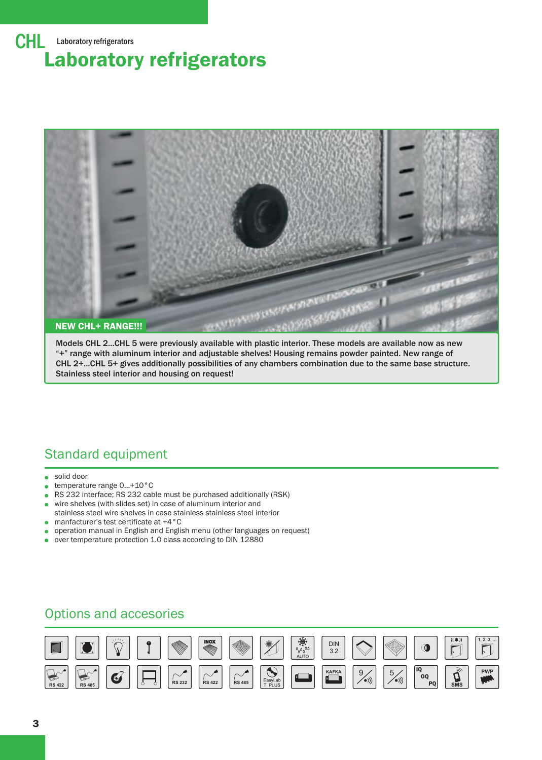# Laboratory refrigerators

**NEW CHL+ RANGE!!!**

**Models CHL 2...CHL 5 were previously available with plastic interior. These models are available now as new "+" range with aluminum interior and adjustable shelves! Housing remains powder painted. New range of CHL 2+...CHL 5+ gives additionally possibilities of any chambers combination due to the same base structure. Stainless steel interior and housing on request!**

## Standard equipment

- solid door
- temperature range 0...+10 °C
- RS 232 interface; RS 232 cable must be purchased additionally (RSK)
- wire shelves (with slides set) in case of aluminum interior and stainless steel wire shelves in case stainless stainless steel interior
- manfacturer's test certificate at +4 °C
- operation manual in English and English menu (other languages on request)
- over temperature protection 1.0 class according to DIN 12880

## Options and accesories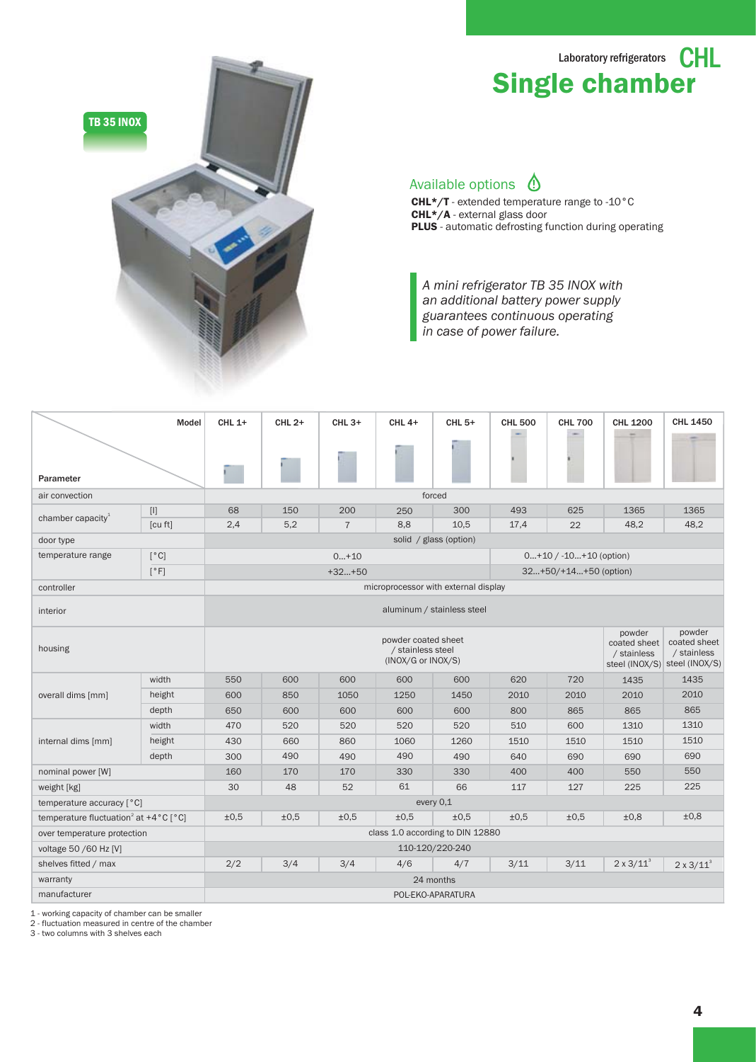Laboratory refrigerators **CHL**

# Single chamber

TB 35 INOX

## Available options

**CHL*/T** - extended temperature range to -10°C
**CHL*/A** - external glass door
**PLUS** - automatic defrosting function during operating

*A mini refrigerator TB 35 INOX with an additional battery power supply guarantees continuous operating in case of power failure.*

| Parameter | | CHL 1+ | CHL 2+ | CHL 3+ | CHL 4+ | CHL 5+ | CHL 500 | CHL 700 | CHL 1200 | CHL 1450 |
|---|---|---|---|---|---|---|---|---|---|---|
| air convection | | forced | | | | | | | | |
| chamber capacity[1] | [l] | 68 | 150 | 200 | 250 | 300 | 493 | 625 | 1365 | 1365 |
| | [cu ft] | 2,4 | 5,2 | 7 | 8,8 | 10,5 | 17,4 | 22 | 48,2 | 48,2 |
| door type | | solid / glass (option) | | | | | | | | |
| temperature range | [°C] | 0...+10 | | | | | 0...+10 / -10...+10 (option) | | | |
| | [°F] | +32...+50 | | | | | 32...+50/+14...+50 (option) | | | |
| controller | | microprocessor with external display | | | | | | | | |
| interior | | aluminum / stainless steel | | | | | | | | |
| housing | | powder coated sheet / stainless steel (INOX/G or INOX/S) | | | | | | | powder coated sheet / stainless steel (INOX/S) | powder coated sheet / stainless steel (INOX/S) |
| overall dims [mm] | width | 550 | 600 | 600 | 600 | 600 | 620 | 720 | 1435 | 1435 |
| | height | 600 | 850 | 1050 | 1250 | 1450 | 2010 | 2010 | 2010 | 2010 |
| | depth | 650 | 600 | 600 | 600 | 600 | 800 | 865 | 865 | 865 |
| internal dims [mm] | width | 470 | 520 | 520 | 520 | 520 | 510 | 600 | 1310 | 1310 |
| | height | 430 | 660 | 860 | 1060 | 1260 | 1510 | 1510 | 1510 | 1510 |
| | depth | 300 | 490 | 490 | 490 | 490 | 640 | 690 | 690 | 690 |
| nominal power [W] | | 160 | 170 | 170 | 330 | 330 | 400 | 400 | 550 | 550 |
| weight [kg] | | 30 | 48 | 52 | 61 | 66 | 117 | 127 | 225 | 225 |
| temperature accuracy [°C] | | every 0,1 | | | | | | | | |
| temperature fluctuation[2] at +4°C [°C] | | ±0,5 | ±0,5 | ±0,5 | ±0,5 | ±0,5 | ±0,5 | ±0,5 | ±0,8 | ±0,8 |
| over temperature protection | | class 1.0 according to DIN 12880 | | | | | | | | |
| voltage 50 /60 Hz [V] | | 110-120/220-240 | | | | | | | | |
| shelves fitted / max | | 2/2 | 3/4 | 3/4 | 4/6 | 4/7 | 3/11 | 3/11 | 2 x 3/11[3] | 2 x 3/11[3] |
| warranty | | 24 months | | | | | | | | |
| manufacturer | | POL-EKO-APARATURA | | | | | | | | |

1 - working capacity of chamber can be smaller
2 - fluctuation measured in centre of the chamber
3 - two columns with 3 shelves each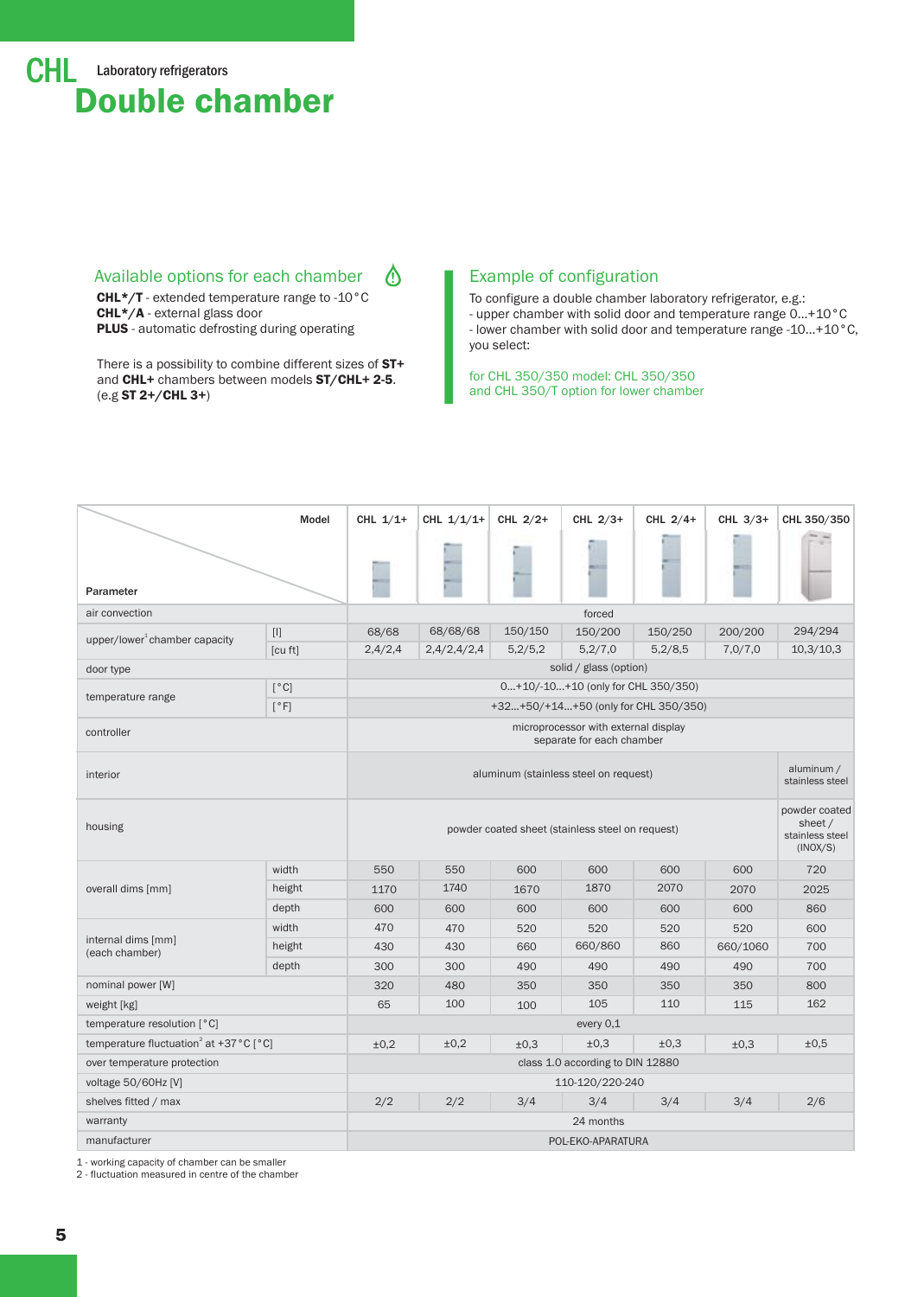# CHL Laboratory refrigerators

# Double chamber

## Available options for each chamber

**CHL*/T** - extended temperature range to -10 °C
**CHL*/A** - external glass door
**PLUS** - automatic defrosting during operating

There is a possibility to combine different sizes of **ST+** and **CHL+** chambers between models **ST/CHL+ 2-5**. (e.g **ST 2+/CHL 3+**)

## Example of configuration

To configure a double chamber laboratory refrigerator, e.g.:
- upper chamber with solid door and temperature range 0...+10 °C
- lower chamber with solid door and temperature range -10...+10 °C,
you select:

for CHL 350/350 model: CHL 350/350
and CHL 350/T option for lower chamber

| Parameter | | CHL 1/1+ | CHL 1/1/1+ | CHL 2/2+ | CHL 2/3+ | CHL 2/4+ | CHL 3/3+ | CHL 350/350 |
|---|---|---|---|---|---|---|---|---|
| air convection | | forced | | | | | | |
| upper/lower[1] chamber capacity | [l] | 68/68 | 68/68/68 | 150/150 | 150/200 | 150/250 | 200/200 | 294/294 |
| | [cu ft] | 2,4/2,4 | 2,4/2,4/2,4 | 5,2/5,2 | 5,2/7,0 | 5,2/8,5 | 7,0/7,0 | 10,3/10,3 |
| door type | | solid / glass (option) | | | | | | |
| temperature range | [°C] | 0...+10/-10...+10 (only for CHL 350/350) | | | | | | |
| | [°F] | +32...+50/+14...+50 (only for CHL 350/350) | | | | | | |
| controller | | microprocessor with external display separate for each chamber | | | | | | |
| interior | | aluminum (stainless steel on request) | | | | | | aluminum / stainless steel |
| housing | | powder coated sheet (stainless steel on request) | | | | | | powder coated sheet / stainless steel (INOX/S) |
| overall dims [mm] | width | 550 | 550 | 600 | 600 | 600 | 600 | 720 |
| | height | 1170 | 1740 | 1670 | 1870 | 2070 | 2070 | 2025 |
| | depth | 600 | 600 | 600 | 600 | 600 | 600 | 860 |
| internal dims [mm] (each chamber) | width | 470 | 470 | 520 | 520 | 520 | 520 | 600 |
| | height | 430 | 430 | 660 | 660/860 | 860 | 660/1060 | 700 |
| | depth | 300 | 300 | 490 | 490 | 490 | 490 | 700 |
| nominal power [W] | | 320 | 480 | 350 | 350 | 350 | 350 | 800 |
| weight [kg] | | 65 | 100 | 100 | 105 | 110 | 115 | 162 |
| temperature resolution [°C] | | every 0,1 | | | | | | |
| temperature fluctuation[2] at +37 °C [°C] | | ±0,2 | ±0,2 | ±0,3 | ±0,3 | ±0,3 | ±0,3 | ±0,5 |
| over temperature protection | | class 1.0 according to DIN 12880 | | | | | | |
| voltage 50/60Hz [V] | | 110-120/220-240 | | | | | | |
| shelves fitted / max | | 2/2 | 2/2 | 3/4 | 3/4 | 3/4 | 3/4 | 2/6 |
| warranty | | 24 months | | | | | | |
| manufacturer | | POL-EKO-APARATURA | | | | | | |

1 - working capacity of chamber can be smaller
2 - fluctuation measured in centre of the chamber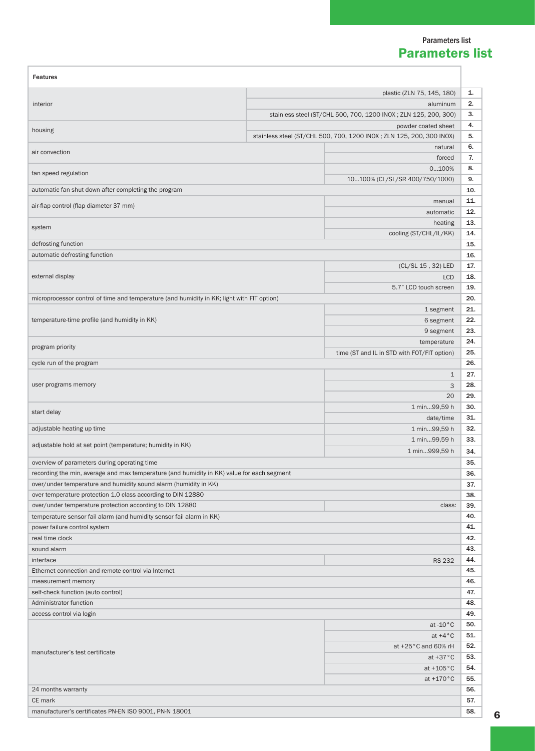# Parameters list

| Features | | |
|---|---|---|
| interior | plastic (ZLN 75, 145, 180) | 1. |
| | aluminum | 2. |
| | stainless steel (ST/CHL 500, 700, 1200 INOX ; ZLN 125, 200, 300) | 3. |
| housing | powder coated sheet | 4. |
| | stainless steel (ST/CHL 500, 700, 1200 INOX ; ZLN 125, 200, 300 INOX) | 5. |
| air convection | natural | 6. |
| | forced | 7. |
| fan speed regulation | 0…100% | 8. |
| | 10…100% (CL/SL/SR 400/750/1000) | 9. |
| automatic fan shut down after completing the program | | 10. |
| air-flap control (flap diameter 37 mm) | manual | 11. |
| | automatic | 12. |
| system | heating | 13. |
| | cooling (ST/CHL/IL/KK) | 14. |
| defrosting function | | 15. |
| automatic defrosting function | | 16. |
| external display | (CL/SL 15 , 32) LED | 17. |
| | LCD | 18. |
| | 5.7" LCD touch screen | 19. |
| microprocessor control of time and temperature (and humidity in KK; light with FIT option) | | 20. |
| temperature-time profile (and humidity in KK) | 1 segment | 21. |
| | 6 segment | 22. |
| | 9 segment | 23. |
| program priority | temperature | 24. |
| | time (ST and IL in STD with FOT/FIT option) | 25. |
| cycle run of the program | | 26. |
| user programs memory | 1 | 27. |
| | 3 | 28. |
| | 20 | 29. |
| start delay | 1 min…99,59 h | 30. |
| | date/time | 31. |
| adjustable heating up time | 1 min…99,59 h | 32. |
| adjustable hold at set point (temperature; humidity in KK) | 1 min…99,59 h | 33. |
| | 1 min…999,59 h | 34. |
| overview of parameters during operating time | | 35. |
| recording the min, average and max temperature (and humidity in KK) value for each segment | | 36. |
| over/under temperature and humidity sound alarm (humidity in KK) | | 37. |
| over temperature protection 1.0 class according to DIN 12880 | | 38. |
| over/under temperature protection according to DIN 12880 | class: | 39. |
| temperature sensor fail alarm (and humidity sensor fail alarm in KK) | | 40. |
| power failure control system | | 41. |
| real time clock | | 42. |
| sound alarm | | 43. |
| interface | RS 232 | 44. |
| Ethernet connection and remote control via Internet | | 45. |
| measurement memory | | 46. |
| self-check function (auto control) | | 47. |
| Administrator function | | 48. |
| access control via login | | 49. |
| manufacturer's test certificate | at -10 °C | 50. |
| | at +4 °C | 51. |
| | at +25 °C and 60% rH | 52. |
| | at +37 °C | 53. |
| | at +105 °C | 54. |
| | at +170 °C | 55. |
| 24 months warranty | | 56. |
| CE mark | | 57. |
| manufacturer's certificates PN-EN ISO 9001, PN-N 18001 | | 58. |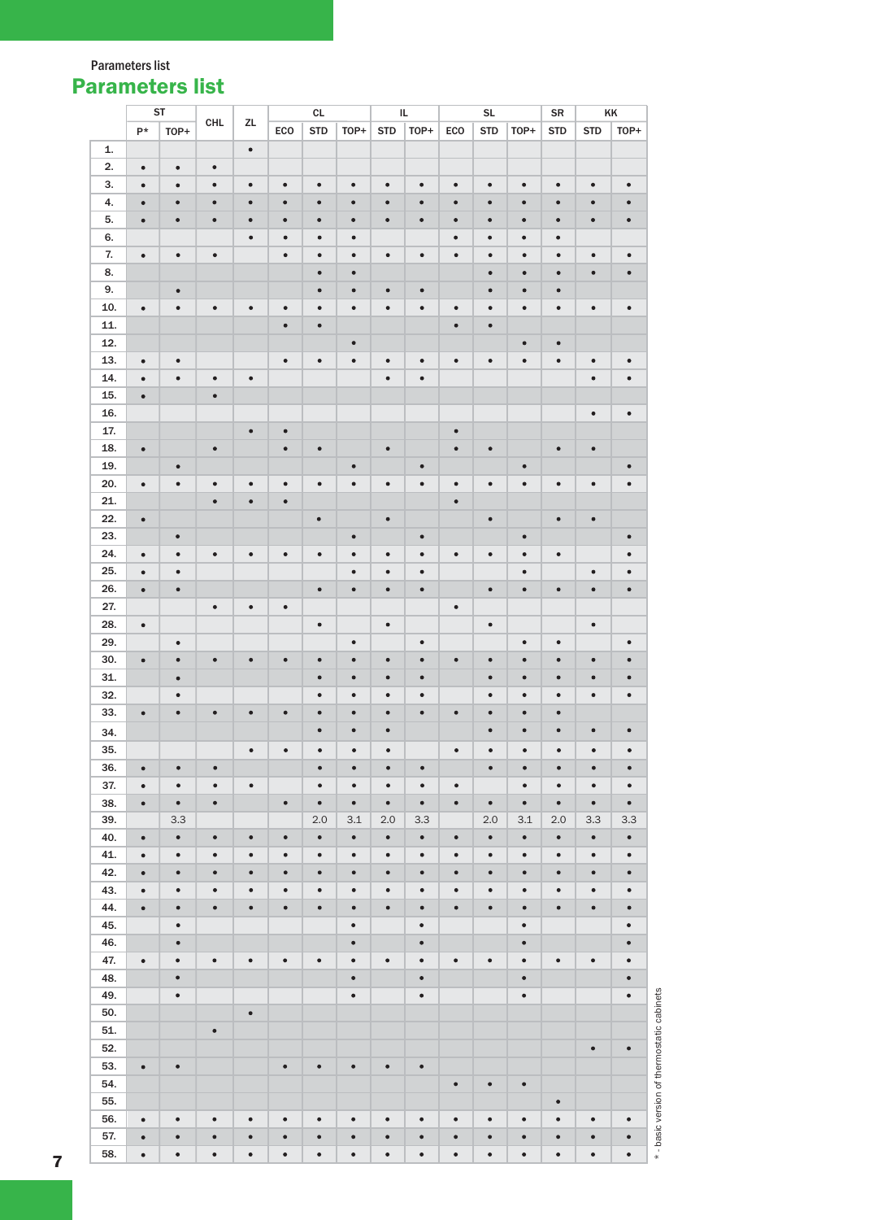# Parameters list

|  | ST |  | CHL | ZL | CL |  |  | IL |  | SL |  |  | SR | KK |  |
|---|---|---|---|---|---|---|---|---|---|---|---|---|---|---|---|
|  | P* | TOP+ |  |  | ECO | STD | TOP+ | STD | TOP+ | ECO | STD | TOP+ | STD | STD | TOP+ |
| 1. |  |  |  | • |  |  |  |  |  |  |  |  |  |  |  |
| 2. | • | • | • |  |  |  |  |  |  |  |  |  |  |  |  |
| 3. | • | • | • | • | • | • | • | • | • | • | • | • | • | • | • |
| 4. | • | • | • | • | • | • | • | • | • | • | • | • | • | • | • |
| 5. | • | • | • | • | • | • | • | • | • | • | • | • | • | • | • |
| 6. |  |  |  | • | • | • | • |  |  | • | • | • | • |  |  |
| 7. | • | • | • |  | • | • | • | • | • | • | • | • | • | • | • |
| 8. |  |  |  |  |  | • | • |  |  |  | • | • | • | • | • |
| 9. |  | • |  |  |  | • | • | • | • |  | • | • | • |  |  |
| 10. | • | • | • | • | • | • | • | • | • | • | • | • | • | • | • |
| 11. |  |  |  |  | • | • |  |  |  | • | • |  |  |  |  |
| 12. |  |  |  |  |  |  | • |  |  |  |  | • | • |  |  |
| 13. | • | • |  |  | • | • | • | • | • | • | • | • | • | • | • |
| 14. | • | • | • | • |  |  |  | • | • |  |  |  |  | • | • |
| 15. | • |  | • |  |  |  |  |  |  |  |  |  |  |  |  |
| 16. |  |  |  |  |  |  |  |  |  |  |  |  |  | • | • |
| 17. |  |  |  | • | • |  |  |  |  | • |  |  |  |  |  |
| 18. | • |  | • |  | • | • |  | • |  | • | • |  | • | • |  |
| 19. |  | • |  |  |  |  | • |  | • |  |  | • |  |  | • |
| 20. | • | • | • | • | • | • | • | • | • | • | • | • | • | • | • |
| 21. |  |  | • | • | • |  |  |  |  | • |  |  |  |  |  |
| 22. | • |  |  |  |  | • |  | • |  |  | • |  | • | • |  |
| 23. |  | • |  |  |  |  | • |  | • |  |  | • |  |  | • |
| 24. | • | • | • | • | • | • | • | • | • | • | • | • | • |  | • |
| 25. | • | • |  |  |  |  | • | • | • |  |  | • |  | • | • |
| 26. | • | • |  |  |  | • | • | • | • |  | • | • | • | • | • |
| 27. |  |  | • | • | • |  |  |  |  | • |  |  |  |  |  |
| 28. | • |  |  |  |  | • |  | • |  |  | • |  |  | • |  |
| 29. |  | • |  |  |  |  | • |  | • |  |  | • | • |  | • |
| 30. | • | • | • | • | • | • | • | • | • | • | • | • | • | • | • |
| 31. |  | • |  |  |  | • | • | • | • |  | • | • | • | • | • |
| 32. |  | • |  |  |  | • | • | • | • |  | • | • | • | • | • |
| 33. | • | • | • | • | • | • | • | • | • | • | • | • | • |  |  |
| 34. |  |  |  |  |  | • | • | • |  |  | • | • | • | • | • |
| 35. |  |  |  | • | • | • | • | • |  | • | • | • | • | • | • |
| 36. | • | • | • |  |  | • | • | • | • |  | • | • | • | • | • |
| 37. | • | • | • | • |  | • | • | • | • | • |  | • | • | • | • |
| 38. | • | • | • |  | • | • | • | • | • | • | • | • | • | • | • |
| 39. |  | 3.3 |  |  |  | 2.0 | 3.1 | 2.0 | 3.3 |  | 2.0 | 3.1 | 2.0 | 3.3 | 3.3 |
| 40. | • | • | • | • | • | • | • | • | • | • | • | • | • | • | • |
| 41. | • | • | • | • | • | • | • | • | • | • | • | • | • | • | • |
| 42. | • | • | • | • | • | • | • | • | • | • | • | • | • | • | • |
| 43. | • | • | • | • | • | • | • | • | • | • | • | • | • | • | • |
| 44. | • | • | • | • | • | • | • | • | • | • | • | • | • | • | • |
| 45. |  | • |  |  |  |  | • |  | • |  |  | • |  |  | • |
| 46. |  | • |  |  |  |  | • |  | • |  |  | • |  |  | • |
| 47. | • | • | • | • | • | • | • | • | • | • | • | • | • | • | • |
| 48. |  | • |  |  |  |  | • |  | • |  |  | • |  |  | • |
| 49. |  | • |  |  |  |  | • |  | • |  |  | • |  |  | • |
| 50. |  |  |  | • |  |  |  |  |  |  |  |  |  |  |  |
| 51. |  |  | • |  |  |  |  |  |  |  |  |  |  |  |  |
| 52. |  |  |  |  |  |  |  |  |  |  |  |  |  | • | • |
| 53. | • | • |  |  | • | • | • | • | • |  |  |  |  |  |  |
| 54. |  |  |  |  |  |  |  |  |  | • | • | • |  |  |  |
| 55. |  |  |  |  |  |  |  |  |  |  |  |  | • |  |  |
| 56. | • | • | • | • | • | • | • | • | • | • | • | • | • | • | • |
| 57. | • | • | • | • | • | • | • | • | • | • | • | • | • | • | • |
| 58. | • | • | • | • | • | • | • | • | • | • | • | • | • | • | • |

* - basic version of thermostatic cabinets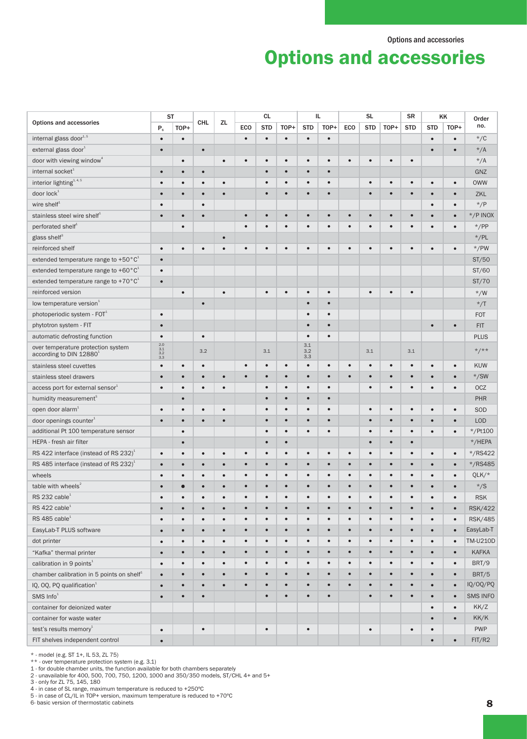# Options and accessories

| Options and accessories | ST | | CHL | ZL | CL | | | IL | | SL | | | SR | KK | | Order no. |
|---|---|---|---|---|---|---|---|---|---|---|---|---|---|---|---|---|
| | $P_6$ | TOP+ | | | ECO | STD | TOP+ | STD | TOP+ | ECO | STD | TOP+ | STD | STD | TOP+ | |
| internal glass door[1,5] | • | • | | | • | • | • | • | • | | | | | • | • | */C |
| external glass door[1] | • | | • | | | | | | | | | | | • | • | */A |
| door with viewing window[4] | | • | | • | • | • | • | • | • | • | • | • | • | | | */A |
| internal socket[1] | • | • | • | | | • | • | • | • | | | | | | | GNZ |
| interior lighting[1,4,5] | • | • | • | • | | • | • | • | • | | • | • | • | • | • | OWW |
| door lock[1] | • | • | • | • | | • | • | • | • | | • | • | • | • | • | ZKL |
| wire shelf[1] | • | | • | | | | | | | | | | | • | • | */P |
| stainless steel wire shelf[1] | • | • | • | | • | • | • | • | • | • | • | • | • | • | • | */P INOX |
| perforated shelf[1] | | • | | | • | • | • | • | • | • | • | • | • | • | • | */PP |
| glass shelf[3] | | | | • | | | | | | | | | | | | */PL |
| reinforced shelf | • | • | • | • | • | • | • | • | • | • | • | • | • | • | • | */PW |
| extended temperature range to +50°C[1] | • | | | | | | | | | | | | | | | ST/50 |
| extended temperature range to +60°C[1] | • | | | | | | | | | | | | | | | ST/60 |
| extended temperature range to +70°C[1] | • | | | | | | | | | | | | | | | ST/70 |
| reinforced version | | • | | • | | • | • | • | • | | • | • | • | | | */W |
| low temperature version[1] | | | • | | | | | • | • | | | | | | | */T |
| photoperiodic system - FOT[1] | • | | | | | | | • | • | | | | | | | FOT |
| phytotron system - FIT | • | | | | | | | • | • | | | | | • | • | FIT |
| automatic defrosting function | • | | • | | | | | • | • | | | | | | | PLUS |
| over temperature protection system according to DIN 12880[1] | 2.0 3.1 3.2 3.3 | | 3.2 | | | 3.1 | | 3.1 3.2 3.3 | | | 3.1 | | 3.1 | | | */** |
| stainless steel cuvettes | • | • | • | | • | • | • | • | • | • | • | • | • | • | • | KUW |
| stainless steel drawers | • | • | • | • | • | • | • | • | • | • | • | • | • | • | • | */SW |
| access port for external sensor[1] | • | • | • | • | | • | • | • | • | | • | • | • | • | • | OCZ |
| humidity measurement[5] | | • | | | | • | • | • | • | | | | | | | PHR |
| open door alarm[1] | • | • | • | • | | • | • | • | • | | • | • | • | • | • | SOD |
| door openings counter[1] | • | • | • | • | | • | • | • | • | | • | • | • | • | • | LOD |
| additional Pt 100 temperature sensor | | • | | | | • | • | • | • | | • | • | • | • | • | */Pt100 |
| HEPA - fresh air filter | | • | | | | • | • | | | | • | • | • | | | */HEPA |
| RS 422 interface (instead of RS 232)[1] | • | • | • | • | • | • | • | • | • | • | • | • | • | • | • | */RS422 |
| RS 485 interface (instead of RS 232)[1] | • | • | • | • | • | • | • | • | • | • | • | • | • | • | • | */RS485 |
| wheels | • | • | • | • | • | • | • | • | • | • | • | • | • | • | • | QLK/* |
| table with wheels[2] | • | • | • | • | • | • | • | • | • | • | • | • | • | • | • | */S |
| RS 232 cable[1] | • | • | • | • | • | • | • | • | • | • | • | • | • | • | • | RSK |
| RS 422 cable[1] | • | • | • | • | • | • | • | • | • | • | • | • | • | • | • | RSK/422 |
| RS 485 cable[1] | • | • | • | • | • | • | • | • | • | • | • | • | • | • | • | RSK/485 |
| EasyLab-T PLUS software | • | • | • | • | • | • | • | • | • | • | • | • | • | • | • | EasyLab-T |
| dot printer | • | • | • | • | • | • | • | • | • | • | • | • | • | • | • | TM-U210D |
| "Kafka" thermal printer | • | • | • | • | • | • | • | • | • | • | • | • | • | • | • | KAFKA |
| calibration in 9 points[1] | • | • | • | • | • | • | • | • | • | • | • | • | • | • | • | BRT/9 |
| chamber calibration in 5 points on shelf[1] | • | • | • | • | • | • | • | • | • | • | • | • | • | • | • | BRT/5 |
| IQ, OQ, PQ qualification[1] | • | • | • | • | • | • | • | • | • | • | • | • | • | • | • | IQ/OQ/PQ |
| SMS Info[1] | • | • | • | | | • | • | • | • | | • | • | • | • | • | SMS INFO |
| container for deionized water | | | | | | | | | | | | | | • | • | KK/Z |
| container for waste water | | | | | | | | | | | | | | • | • | KK/K |
| test's results memory[1] | • | | • | | | • | | • | | | • | | • | • | | PWP |
| FIT shelves independent control | • | | | | | | | | | | | | | • | • | FIT/R2 |

\* - model (e.g. ST 1+, IL 53, ZL 75)
\*\* - over temperature protection system (e.g. 3.1)
1 - for double chamber units, the function available for both chambers separately
2 - unavailable for 400, 500, 700, 750, 1200, 1000 and 350/350 models, ST/CHL 4+ and 5+
3 - only for ZL 75, 145, 180
4 - in case of SL range, maximum temperature is reduced to +250ºC
5 - in case of CL/IL in TOP+ version, maximum temperature is reduced to +70ºC
6- basic version of thermostatic cabinets